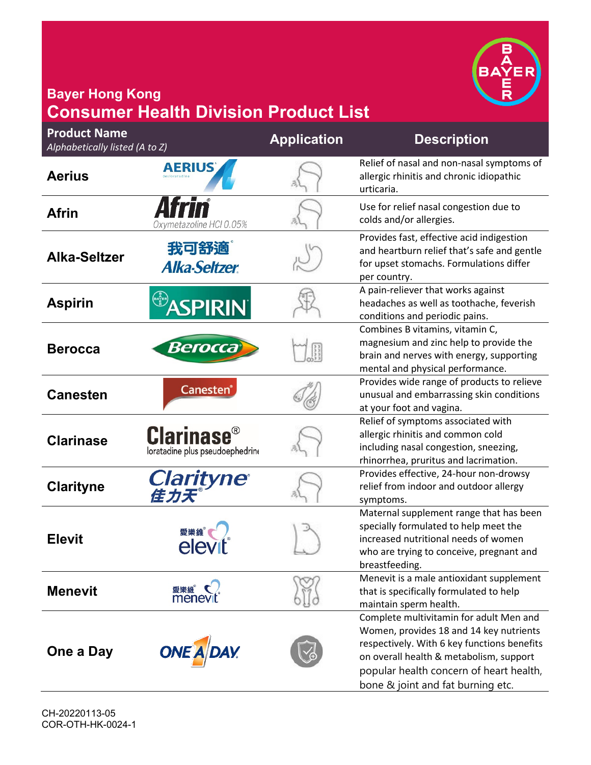## Bayer Hong Kong

# Consumer Health Division Product List

| Product Name *Alphabetically listed (A to Z)* | | Application | Description |
|---|---|---|---|
| **Aerius** | AERIUS desloratadine | | Relief of nasal and non-nasal symptoms of allergic rhinitis and chronic idiopathic urticaria. |
| **Afrin** | Afrin® Oxymetazoline HCl 0.05% | | Use for relief nasal congestion due to colds and/or allergies. |
| **Alka-Seltzer** | 我可舒適® Alka-Seltzer | | Provides fast, effective acid indigestion and heartburn relief that's safe and gentle for upset stomachs. Formulations differ per country. |
| **Aspirin** | ASPIRIN® | | A pain-reliever that works against headaches as well as toothache, feverish conditions and periodic pains. |
| **Berocca** | Berocca | | Combines B vitamins, vitamin C, magnesium and zinc help to provide the brain and nerves with energy, supporting mental and physical performance. |
| **Canesten** | Canesten® | | Provides wide range of products to relieve unusual and embarrassing skin conditions at your foot and vagina. |
| **Clarinase** | Clarinase® loratadine plus pseudoephedrine | | Relief of symptoms associated with allergic rhinitis and common cold including nasal congestion, sneezing, rhinorrhea, pruritus and lacrimation. |
| **Clarityne** | Clarityne® 佳力天® | | Provides effective, 24-hour non-drowsy relief from indoor and outdoor allergy symptoms. |
| **Elevit** | 愛樂維® elevit® | | Maternal supplement range that has been specially formulated to help meet the increased nutritional needs of women who are trying to conceive, pregnant and breastfeeding. |
| **Menevit** | 愛樂維® menevit® | | Menevit is a male antioxidant supplement that is specifically formulated to help maintain sperm health. |
| **One a Day** | ONE A DAY | | Complete multivitamin for adult Men and Women, provides 18 and 14 key nutrients respectively. With 6 key functions benefits on overall health & metabolism, support popular health concern of heart health, bone & joint and fat burning etc. |

CH-20220113-05
COR-OTH-HK-0024-1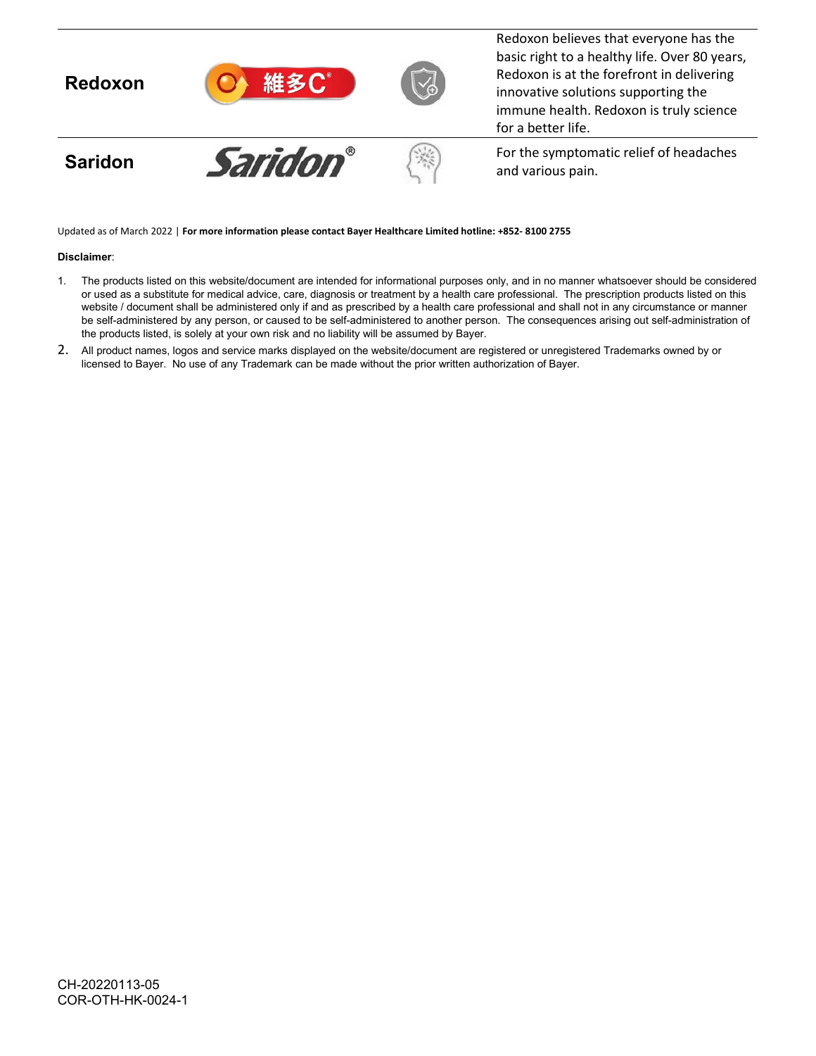| | | | |
|---|---|---|---|
| **Redoxon** | 維多C® | | Redoxon believes that everyone has the basic right to a healthy life. Over 80 years, Redoxon is at the forefront in delivering innovative solutions supporting the immune health. Redoxon is truly science for a better life. |
| **Saridon** | Saridon® | | For the symptomatic relief of headaches and various pain. |

Updated as of March 2022 | **For more information please contact Bayer Healthcare Limited hotline: +852- 8100 2755**

**Disclaimer**:

1. The products listed on this website/document are intended for informational purposes only, and in no manner whatsoever should be considered or used as a substitute for medical advice, care, diagnosis or treatment by a health care professional. The prescription products listed on this website / document shall be administered only if and as prescribed by a health care professional and shall not in any circumstance or manner be self-administered by any person, or caused to be self-administered to another person. The consequences arising out self-administration of the products listed, is solely at your own risk and no liability will be assumed by Bayer.
2. All product names, logos and service marks displayed on the website/document are registered or unregistered Trademarks owned by or licensed to Bayer. No use of any Trademark can be made without the prior written authorization of Bayer.

CH-20220113-05
COR-OTH-HK-0024-1